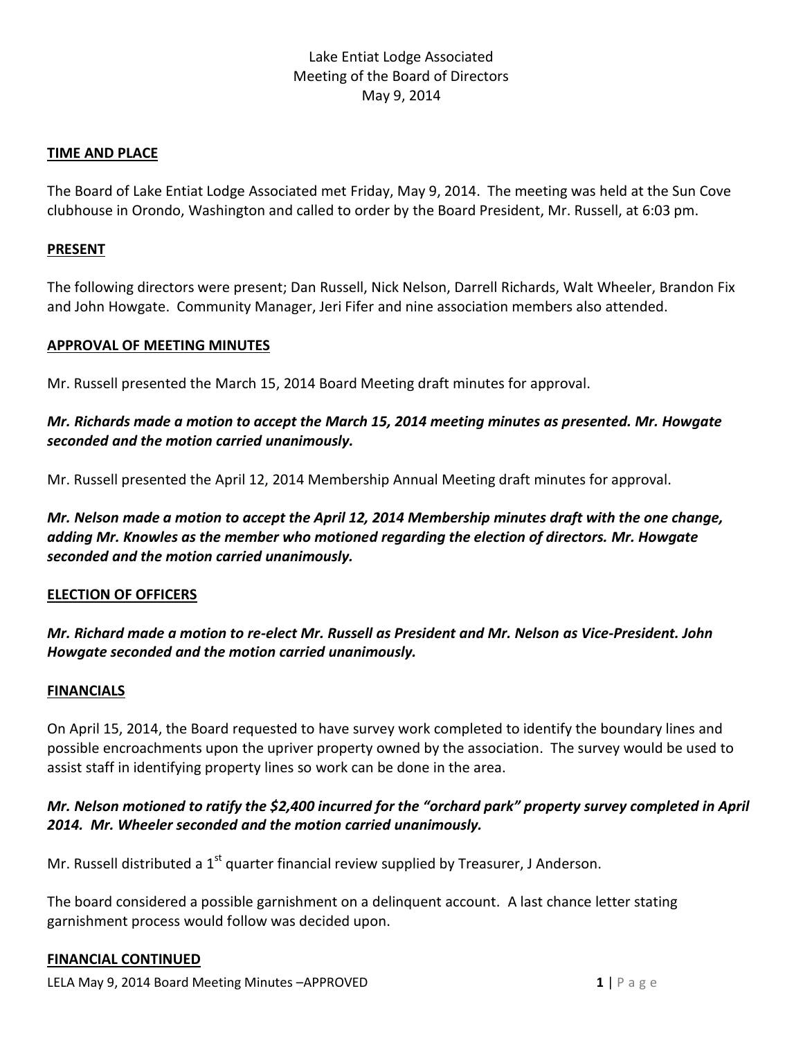# Lake Entiat Lodge Associated
## Meeting of the Board of Directors
### May 9, 2014

**TIME AND PLACE**

The Board of Lake Entiat Lodge Associated met Friday, May 9, 2014. The meeting was held at the Sun Cove clubhouse in Orondo, Washington and called to order by the Board President, Mr. Russell, at 6:03 pm.

**PRESENT**

The following directors were present; Dan Russell, Nick Nelson, Darrell Richards, Walt Wheeler, Brandon Fix and John Howgate. Community Manager, Jeri Fifer and nine association members also attended.

**APPROVAL OF MEETING MINUTES**

Mr. Russell presented the March 15, 2014 Board Meeting draft minutes for approval.

***Mr. Richards made a motion to accept the March 15, 2014 meeting minutes as presented. Mr. Howgate seconded and the motion carried unanimously.***

Mr. Russell presented the April 12, 2014 Membership Annual Meeting draft minutes for approval.

***Mr. Nelson made a motion to accept the April 12, 2014 Membership minutes draft with the one change, adding Mr. Knowles as the member who motioned regarding the election of directors. Mr. Howgate seconded and the motion carried unanimously.***

**ELECTION OF OFFICERS**

***Mr. Richard made a motion to re-elect Mr. Russell as President and Mr. Nelson as Vice-President. John Howgate seconded and the motion carried unanimously.***

**FINANCIALS**

On April 15, 2014, the Board requested to have survey work completed to identify the boundary lines and possible encroachments upon the upriver property owned by the association. The survey would be used to assist staff in identifying property lines so work can be done in the area.

***Mr. Nelson motioned to ratify the $2,400 incurred for the "orchard park" property survey completed in April 2014. Mr. Wheeler seconded and the motion carried unanimously.***

Mr. Russell distributed a 1st quarter financial review supplied by Treasurer, J Anderson.

The board considered a possible garnishment on a delinquent account. A last chance letter stating garnishment process would follow was decided upon.

**FINANCIAL CONTINUED**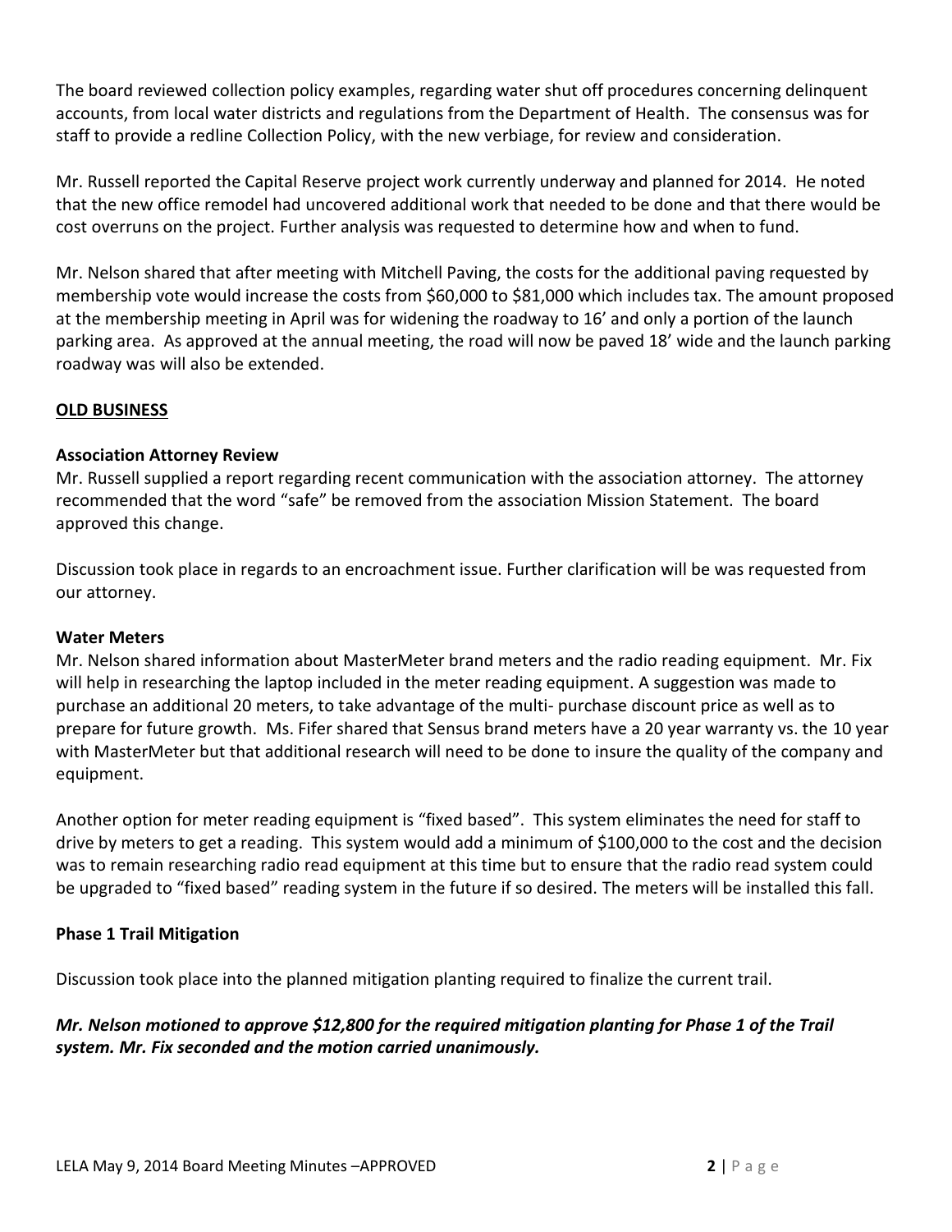The board reviewed collection policy examples, regarding water shut off procedures concerning delinquent accounts, from local water districts and regulations from the Department of Health. The consensus was for staff to provide a redline Collection Policy, with the new verbiage, for review and consideration.

Mr. Russell reported the Capital Reserve project work currently underway and planned for 2014. He noted that the new office remodel had uncovered additional work that needed to be done and that there would be cost overruns on the project. Further analysis was requested to determine how and when to fund.

Mr. Nelson shared that after meeting with Mitchell Paving, the costs for the additional paving requested by membership vote would increase the costs from $60,000 to $81,000 which includes tax. The amount proposed at the membership meeting in April was for widening the roadway to 16' and only a portion of the launch parking area. As approved at the annual meeting, the road will now be paved 18' wide and the launch parking roadway was will also be extended.

## OLD BUSINESS

### Association Attorney Review

Mr. Russell supplied a report regarding recent communication with the association attorney. The attorney recommended that the word "safe" be removed from the association Mission Statement. The board approved this change.

Discussion took place in regards to an encroachment issue. Further clarification will be was requested from our attorney.

### Water Meters

Mr. Nelson shared information about MasterMeter brand meters and the radio reading equipment. Mr. Fix will help in researching the laptop included in the meter reading equipment. A suggestion was made to purchase an additional 20 meters, to take advantage of the multi- purchase discount price as well as to prepare for future growth. Ms. Fifer shared that Sensus brand meters have a 20 year warranty vs. the 10 year with MasterMeter but that additional research will need to be done to insure the quality of the company and equipment.

Another option for meter reading equipment is "fixed based". This system eliminates the need for staff to drive by meters to get a reading. This system would add a minimum of $100,000 to the cost and the decision was to remain researching radio read equipment at this time but to ensure that the radio read system could be upgraded to "fixed based" reading system in the future if so desired. The meters will be installed this fall.

### Phase 1 Trail Mitigation

Discussion took place into the planned mitigation planting required to finalize the current trail.

***Mr. Nelson motioned to approve $12,800 for the required mitigation planting for Phase 1 of the Trail system. Mr. Fix seconded and the motion carried unanimously.***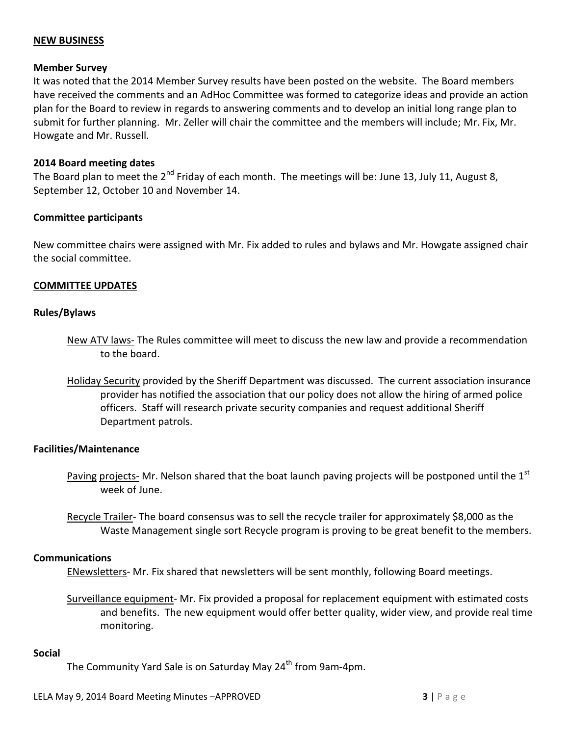## NEW BUSINESS

### Member Survey

It was noted that the 2014 Member Survey results have been posted on the website. The Board members have received the comments and an AdHoc Committee was formed to categorize ideas and provide an action plan for the Board to review in regards to answering comments and to develop an initial long range plan to submit for further planning. Mr. Zeller will chair the committee and the members will include; Mr. Fix, Mr. Howgate and Mr. Russell.

### 2014 Board meeting dates

The Board plan to meet the 2nd Friday of each month. The meetings will be: June 13, July 11, August 8, September 12, October 10 and November 14.

### Committee participants

New committee chairs were assigned with Mr. Fix added to rules and bylaws and Mr. Howgate assigned chair the social committee.

## COMMITTEE UPDATES

### Rules/Bylaws

New ATV laws- The Rules committee will meet to discuss the new law and provide a recommendation to the board.

Holiday Security provided by the Sheriff Department was discussed. The current association insurance provider has notified the association that our policy does not allow the hiring of armed police officers. Staff will research private security companies and request additional Sheriff Department patrols.

### Facilities/Maintenance

Paving projects- Mr. Nelson shared that the boat launch paving projects will be postponed until the 1st week of June.

Recycle Trailer- The board consensus was to sell the recycle trailer for approximately $8,000 as the Waste Management single sort Recycle program is proving to be great benefit to the members.

### Communications

ENewsletters- Mr. Fix shared that newsletters will be sent monthly, following Board meetings.

Surveillance equipment- Mr. Fix provided a proposal for replacement equipment with estimated costs and benefits. The new equipment would offer better quality, wider view, and provide real time monitoring.

### Social

The Community Yard Sale is on Saturday May 24th from 9am-4pm.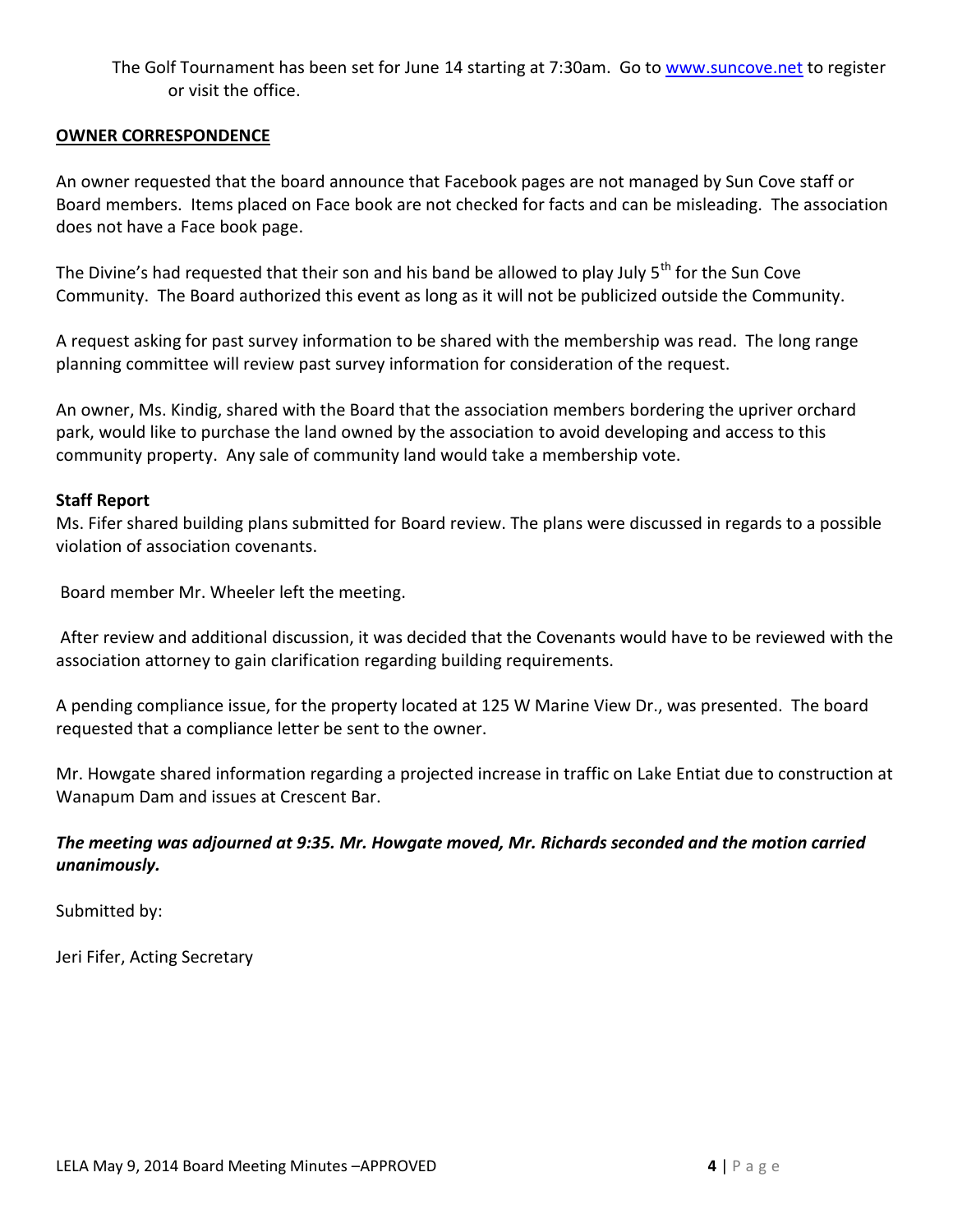The Golf Tournament has been set for June 14 starting at 7:30am. Go to www.suncove.net to register or visit the office.

**OWNER CORRESPONDENCE**

An owner requested that the board announce that Facebook pages are not managed by Sun Cove staff or Board members. Items placed on Face book are not checked for facts and can be misleading. The association does not have a Face book page.

The Divine's had requested that their son and his band be allowed to play July 5th for the Sun Cove Community. The Board authorized this event as long as it will not be publicized outside the Community.

A request asking for past survey information to be shared with the membership was read. The long range planning committee will review past survey information for consideration of the request.

An owner, Ms. Kindig, shared with the Board that the association members bordering the upriver orchard park, would like to purchase the land owned by the association to avoid developing and access to this community property. Any sale of community land would take a membership vote.

**Staff Report**

Ms. Fifer shared building plans submitted for Board review. The plans were discussed in regards to a possible violation of association covenants.

Board member Mr. Wheeler left the meeting.

After review and additional discussion, it was decided that the Covenants would have to be reviewed with the association attorney to gain clarification regarding building requirements.

A pending compliance issue, for the property located at 125 W Marine View Dr., was presented. The board requested that a compliance letter be sent to the owner.

Mr. Howgate shared information regarding a projected increase in traffic on Lake Entiat due to construction at Wanapum Dam and issues at Crescent Bar.

***The meeting was adjourned at 9:35. Mr. Howgate moved, Mr. Richards seconded and the motion carried unanimously.***

Submitted by:

Jeri Fifer, Acting Secretary